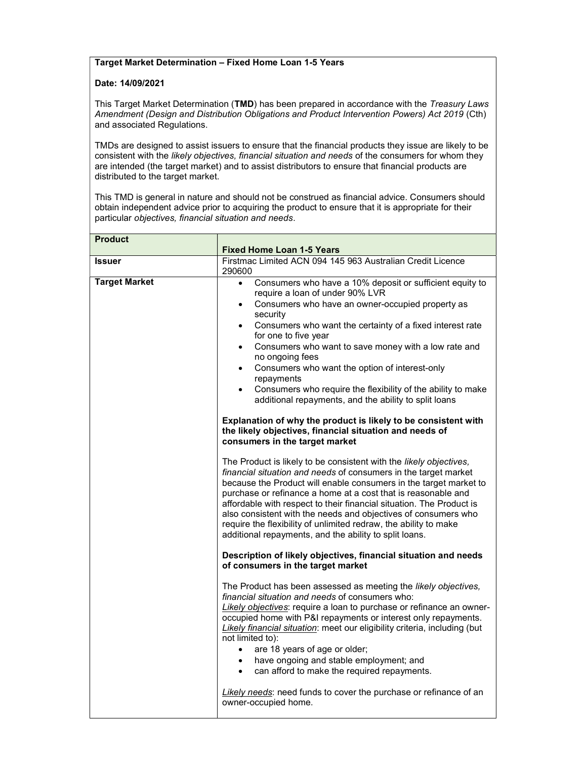**Target Market Determination – Fixed Home Loan 1-5 Years**

**Date: 14/09/2021**

This Target Market Determination (**TMD**) has been prepared in accordance with the *Treasury Laws Amendment (Design and Distribution Obligations and Product Intervention Powers) Act 2019* (Cth) and associated Regulations.

TMDs are designed to assist issuers to ensure that the financial products they issue are likely to be consistent with the *likely objectives, financial situation and needs* of the consumers for whom they are intended (the target market) and to assist distributors to ensure that financial products are distributed to the target market.

This TMD is general in nature and should not be construed as financial advice. Consumers should obtain independent advice prior to acquiring the product to ensure that it is appropriate for their particular *objectives, financial situation and needs*.

| **Product** | **Fixed Home Loan 1-5 Years** |
|---|---|
| **Issuer** | Firstmac Limited ACN 094 145 963 Australian Credit Licence 290600 |
| **Target Market** | • Consumers who have a 10% deposit or sufficient equity to require a loan of under 90% LVR<br>• Consumers who have an owner-occupied property as security<br>• Consumers who want the certainty of a fixed interest rate for one to five year<br>• Consumers who want to save money with a low rate and no ongoing fees<br>• Consumers who want the option of interest-only repayments<br>• Consumers who require the flexibility of the ability to make additional repayments, and the ability to split loans<br><br>**Explanation of why the product is likely to be consistent with the likely objectives, financial situation and needs of consumers in the target market**<br><br>The Product is likely to be consistent with the *likely objectives, financial situation and needs* of consumers in the target market because the Product will enable consumers in the target market to purchase or refinance a home at a cost that is reasonable and affordable with respect to their financial situation. The Product is also consistent with the needs and objectives of consumers who require the flexibility of unlimited redraw, the ability to make additional repayments, and the ability to split loans.<br><br>**Description of likely objectives, financial situation and needs of consumers in the target market**<br><br>The Product has been assessed as meeting the *likely objectives, financial situation and needs* of consumers who:<br><u>*Likely objectives*</u>: require a loan to purchase or refinance an owner-occupied home with P&I repayments or interest only repayments.<br><u>*Likely financial situation*</u>: meet our eligibility criteria, including (but not limited to):<br>• are 18 years of age or older;<br>• have ongoing and stable employment; and<br>• can afford to make the required repayments.<br><br><u>*Likely needs*</u>: need funds to cover the purchase or refinance of an owner-occupied home. |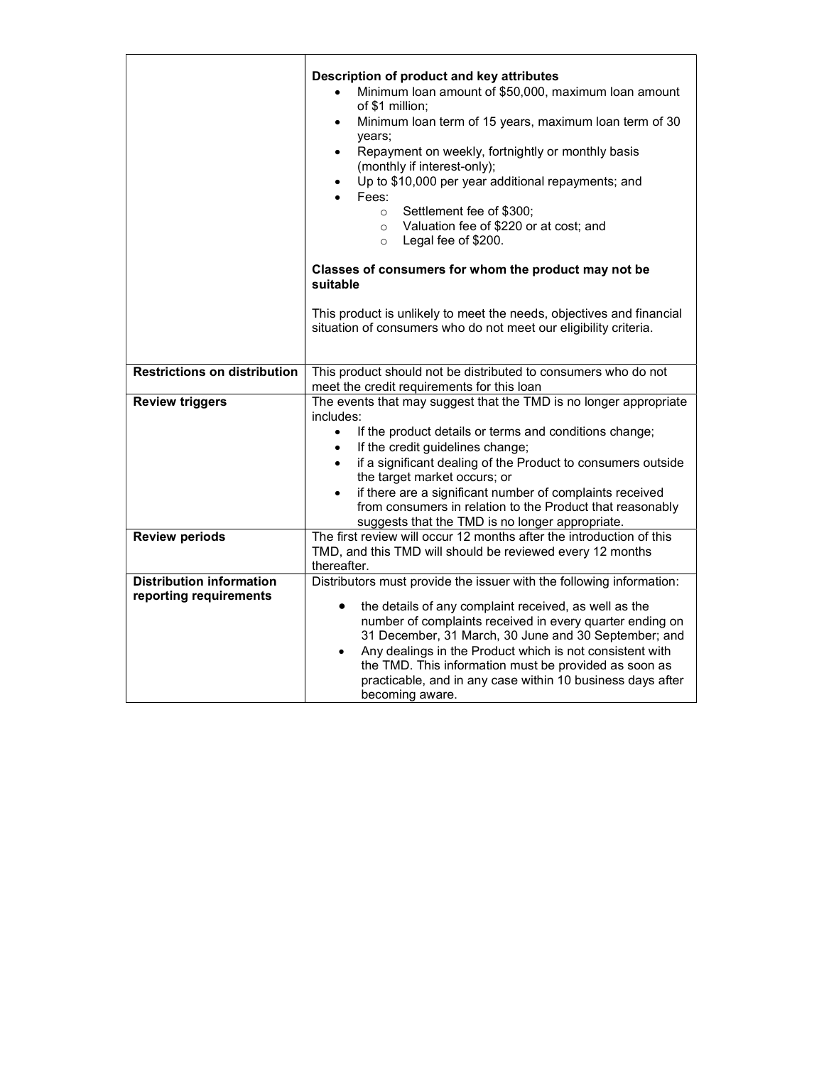| | |
|---|---|
| | **Description of product and key attributes**<br>• Minimum loan amount of $50,000, maximum loan amount of $1 million;<br>• Minimum loan term of 15 years, maximum loan term of 30 years;<br>• Repayment on weekly, fortnightly or monthly basis (monthly if interest-only);<br>• Up to $10,000 per year additional repayments; and<br>• Fees:<br>  ○ Settlement fee of $300;<br>  ○ Valuation fee of $220 or at cost; and<br>  ○ Legal fee of $200.<br><br>**Classes of consumers for whom the product may not be suitable**<br><br>This product is unlikely to meet the needs, objectives and financial situation of consumers who do not meet our eligibility criteria. |
| **Restrictions on distribution** | This product should not be distributed to consumers who do not meet the credit requirements for this loan |
| **Review triggers** | The events that may suggest that the TMD is no longer appropriate includes:<br>• If the product details or terms and conditions change;<br>• If the credit guidelines change;<br>• if a significant dealing of the Product to consumers outside the target market occurs; or<br>• if there are a significant number of complaints received from consumers in relation to the Product that reasonably suggests that the TMD is no longer appropriate. |
| **Review periods** | The first review will occur 12 months after the introduction of this TMD, and this TMD will should be reviewed every 12 months thereafter. |
| **Distribution information reporting requirements** | Distributors must provide the issuer with the following information:<br>• the details of any complaint received, as well as the number of complaints received in every quarter ending on 31 December, 31 March, 30 June and 30 September; and<br>• Any dealings in the Product which is not consistent with the TMD. This information must be provided as soon as practicable, and in any case within 10 business days after becoming aware. |